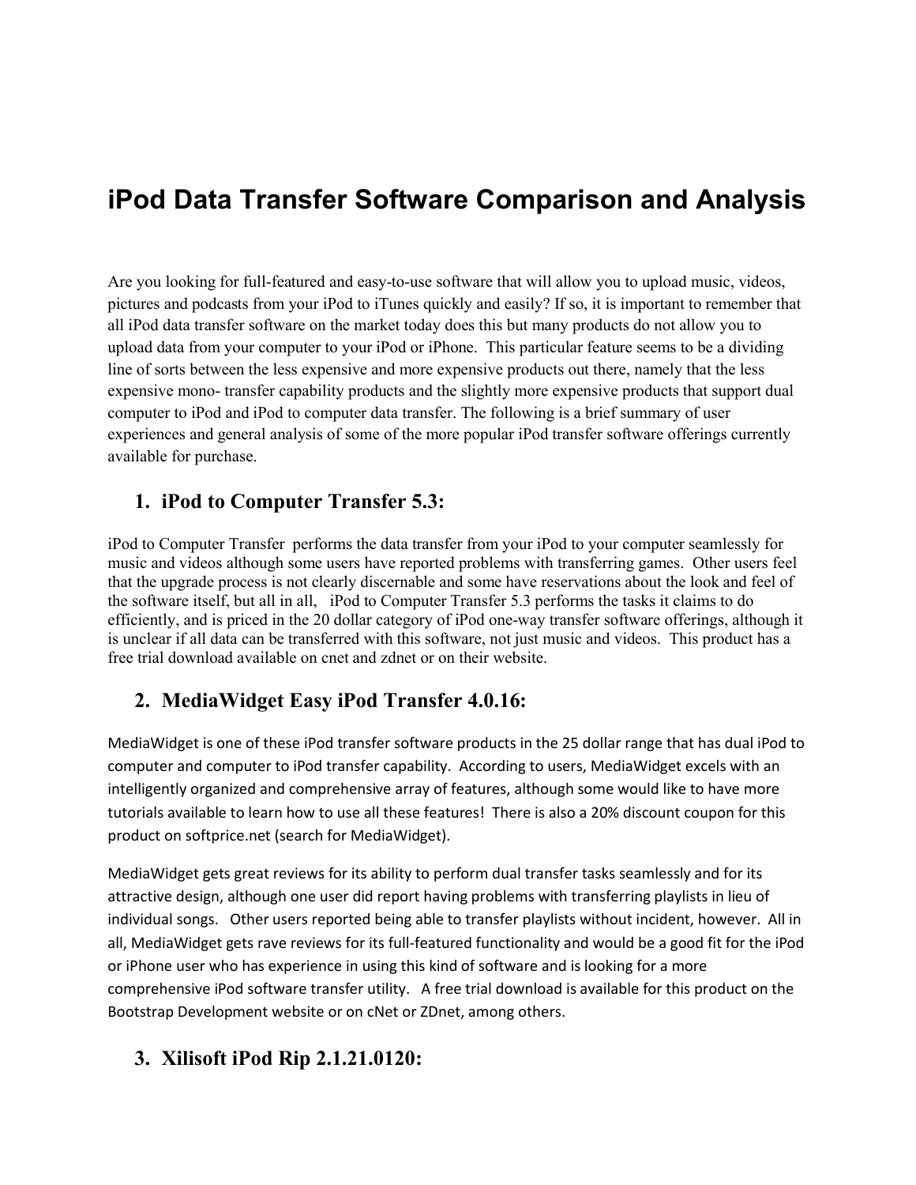# iPod Data Transfer Software Comparison and Analysis

Are you looking for full-featured and easy-to-use software that will allow you to upload music, videos, pictures and podcasts from your iPod to iTunes quickly and easily? If so, it is important to remember that all iPod data transfer software on the market today does this but many products do not allow you to upload data from your computer to your iPod or iPhone. This particular feature seems to be a dividing line of sorts between the less expensive and more expensive products out there, namely that the less expensive mono- transfer capability products and the slightly more expensive products that support dual computer to iPod and iPod to computer data transfer. The following is a brief summary of user experiences and general analysis of some of the more popular iPod transfer software offerings currently available for purchase.

## 1. iPod to Computer Transfer 5.3:

iPod to Computer Transfer performs the data transfer from your iPod to your computer seamlessly for music and videos although some users have reported problems with transferring games. Other users feel that the upgrade process is not clearly discernable and some have reservations about the look and feel of the software itself, but all in all, iPod to Computer Transfer 5.3 performs the tasks it claims to do efficiently, and is priced in the 20 dollar category of iPod one-way transfer software offerings, although it is unclear if all data can be transferred with this software, not just music and videos. This product has a free trial download available on cnet and zdnet or on their website.

## 2. MediaWidget Easy iPod Transfer 4.0.16:

MediaWidget is one of these iPod transfer software products in the 25 dollar range that has dual iPod to computer and computer to iPod transfer capability. According to users, MediaWidget excels with an intelligently organized and comprehensive array of features, although some would like to have more tutorials available to learn how to use all these features! There is also a 20% discount coupon for this product on softprice.net (search for MediaWidget).

MediaWidget gets great reviews for its ability to perform dual transfer tasks seamlessly and for its attractive design, although one user did report having problems with transferring playlists in lieu of individual songs. Other users reported being able to transfer playlists without incident, however. All in all, MediaWidget gets rave reviews for its full-featured functionality and would be a good fit for the iPod or iPhone user who has experience in using this kind of software and is looking for a more comprehensive iPod software transfer utility. A free trial download is available for this product on the Bootstrap Development website or on cNet or ZDnet, among others.

## 3. Xilisoft iPod Rip 2.1.21.0120: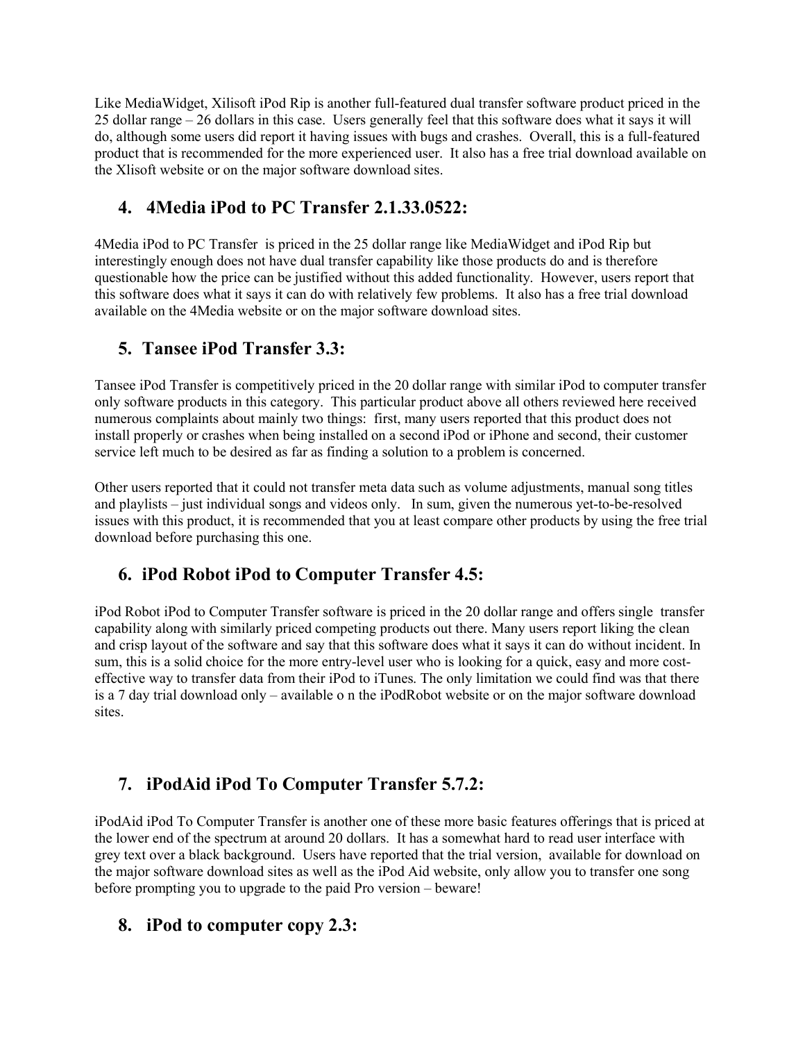Like MediaWidget, Xilisoft iPod Rip is another full-featured dual transfer software product priced in the 25 dollar range – 26 dollars in this case. Users generally feel that this software does what it says it will do, although some users did report it having issues with bugs and crashes. Overall, this is a full-featured product that is recommended for the more experienced user. It also has a free trial download available on the Xlisoft website or on the major software download sites.

## 4. 4Media iPod to PC Transfer 2.1.33.0522:

4Media iPod to PC Transfer is priced in the 25 dollar range like MediaWidget and iPod Rip but interestingly enough does not have dual transfer capability like those products do and is therefore questionable how the price can be justified without this added functionality. However, users report that this software does what it says it can do with relatively few problems. It also has a free trial download available on the 4Media website or on the major software download sites.

## 5. Tansee iPod Transfer 3.3:

Tansee iPod Transfer is competitively priced in the 20 dollar range with similar iPod to computer transfer only software products in this category. This particular product above all others reviewed here received numerous complaints about mainly two things: first, many users reported that this product does not install properly or crashes when being installed on a second iPod or iPhone and second, their customer service left much to be desired as far as finding a solution to a problem is concerned.

Other users reported that it could not transfer meta data such as volume adjustments, manual song titles and playlists – just individual songs and videos only. In sum, given the numerous yet-to-be-resolved issues with this product, it is recommended that you at least compare other products by using the free trial download before purchasing this one.

## 6. iPod Robot iPod to Computer Transfer 4.5:

iPod Robot iPod to Computer Transfer software is priced in the 20 dollar range and offers single transfer capability along with similarly priced competing products out there. Many users report liking the clean and crisp layout of the software and say that this software does what it says it can do without incident. In sum, this is a solid choice for the more entry-level user who is looking for a quick, easy and more cost-effective way to transfer data from their iPod to iTunes. The only limitation we could find was that there is a 7 day trial download only – available o n the iPodRobot website or on the major software download sites.

## 7. iPodAid iPod To Computer Transfer 5.7.2:

iPodAid iPod To Computer Transfer is another one of these more basic features offerings that is priced at the lower end of the spectrum at around 20 dollars. It has a somewhat hard to read user interface with grey text over a black background. Users have reported that the trial version, available for download on the major software download sites as well as the iPod Aid website, only allow you to transfer one song before prompting you to upgrade to the paid Pro version – beware!

## 8. iPod to computer copy 2.3: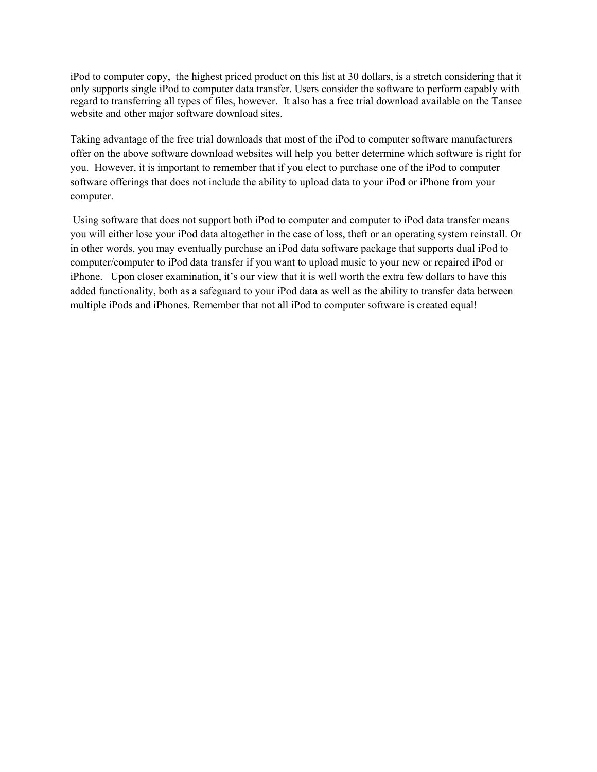iPod to computer copy, the highest priced product on this list at 30 dollars, is a stretch considering that it only supports single iPod to computer data transfer. Users consider the software to perform capably with regard to transferring all types of files, however. It also has a free trial download available on the Tansee website and other major software download sites.

Taking advantage of the free trial downloads that most of the iPod to computer software manufacturers offer on the above software download websites will help you better determine which software is right for you. However, it is important to remember that if you elect to purchase one of the iPod to computer software offerings that does not include the ability to upload data to your iPod or iPhone from your computer.

Using software that does not support both iPod to computer and computer to iPod data transfer means you will either lose your iPod data altogether in the case of loss, theft or an operating system reinstall. Or in other words, you may eventually purchase an iPod data software package that supports dual iPod to computer/computer to iPod data transfer if you want to upload music to your new or repaired iPod or iPhone. Upon closer examination, it's our view that it is well worth the extra few dollars to have this added functionality, both as a safeguard to your iPod data as well as the ability to transfer data between multiple iPods and iPhones. Remember that not all iPod to computer software is created equal!